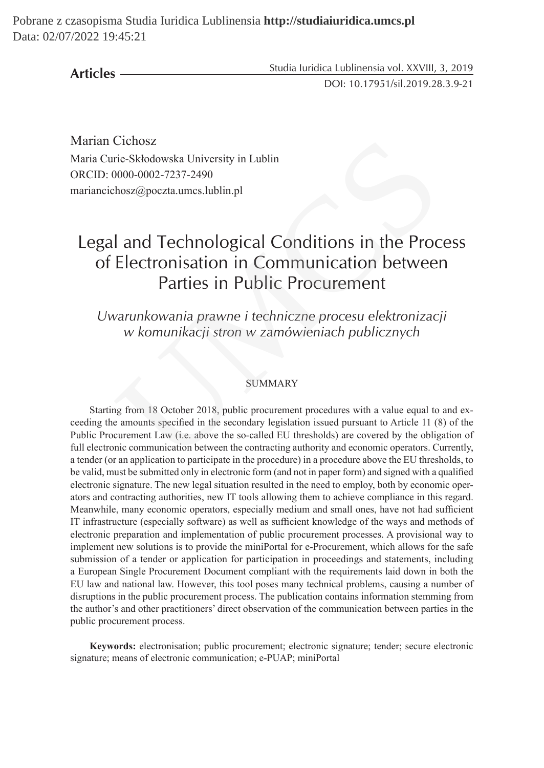Marian Cichosz
Maria Curie-Skłodowska University in Lublin
ORCID: 0000-0002-7237-2490
mariancichosz@poczta.umcs.lublin.pl

# Legal and Technological Conditions in the Process of Electronisation in Communication between Parties in Public Procurement

*Uwarunkowania prawne i techniczne procesu elektronizacji w komunikacji stron w zamówieniach publicznych*

## SUMMARY

Starting from 18 October 2018, public procurement procedures with a value equal to and exceeding the amounts specified in the secondary legislation issued pursuant to Article 11 (8) of the Public Procurement Law (i.e. above the so-called EU thresholds) are covered by the obligation of full electronic communication between the contracting authority and economic operators. Currently, a tender (or an application to participate in the procedure) in a procedure above the EU thresholds, to be valid, must be submitted only in electronic form (and not in paper form) and signed with a qualified electronic signature. The new legal situation resulted in the need to employ, both by economic operators and contracting authorities, new IT tools allowing them to achieve compliance in this regard. Meanwhile, many economic operators, especially medium and small ones, have not had sufficient IT infrastructure (especially software) as well as sufficient knowledge of the ways and methods of electronic preparation and implementation of public procurement processes. A provisional way to implement new solutions is to provide the miniPortal for e-Procurement, which allows for the safe submission of a tender or application for participation in proceedings and statements, including a European Single Procurement Document compliant with the requirements laid down in both the EU law and national law. However, this tool poses many technical problems, causing a number of disruptions in the public procurement process. The publication contains information stemming from the author's and other practitioners' direct observation of the communication between parties in the public procurement process.

**Keywords:** electronisation; public procurement; electronic signature; tender; secure electronic signature; means of electronic communication; e-PUAP; miniPortal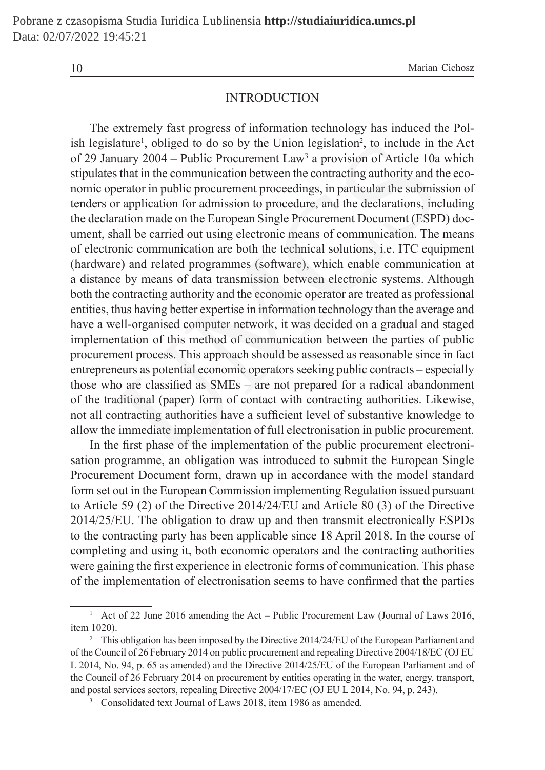## INTRODUCTION

The extremely fast progress of information technology has induced the Polish legislature[1], obliged to do so by the Union legislation[2], to include in the Act of 29 January 2004 – Public Procurement Law[3] a provision of Article 10a which stipulates that in the communication between the contracting authority and the economic operator in public procurement proceedings, in particular the submission of tenders or application for admission to procedure, and the declarations, including the declaration made on the European Single Procurement Document (ESPD) document, shall be carried out using electronic means of communication. The means of electronic communication are both the technical solutions, i.e. ITC equipment (hardware) and related programmes (software), which enable communication at a distance by means of data transmission between electronic systems. Although both the contracting authority and the economic operator are treated as professional entities, thus having better expertise in information technology than the average and have a well-organised computer network, it was decided on a gradual and staged implementation of this method of communication between the parties of public procurement process. This approach should be assessed as reasonable since in fact entrepreneurs as potential economic operators seeking public contracts – especially those who are classified as SMEs – are not prepared for a radical abandonment of the traditional (paper) form of contact with contracting authorities. Likewise, not all contracting authorities have a sufficient level of substantive knowledge to allow the immediate implementation of full electronisation in public procurement.

In the first phase of the implementation of the public procurement electronisation programme, an obligation was introduced to submit the European Single Procurement Document form, drawn up in accordance with the model standard form set out in the European Commission implementing Regulation issued pursuant to Article 59 (2) of the Directive 2014/24/EU and Article 80 (3) of the Directive 2014/25/EU. The obligation to draw up and then transmit electronically ESPDs to the contracting party has been applicable since 18 April 2018. In the course of completing and using it, both economic operators and the contracting authorities were gaining the first experience in electronic forms of communication. This phase of the implementation of electronisation seems to have confirmed that the parties

---

[1] Act of 22 June 2016 amending the Act – Public Procurement Law (Journal of Laws 2016, item 1020).

[2] This obligation has been imposed by the Directive 2014/24/EU of the European Parliament and of the Council of 26 February 2014 on public procurement and repealing Directive 2004/18/EC (OJ EU L 2014, No. 94, p. 65 as amended) and the Directive 2014/25/EU of the European Parliament and of the Council of 26 February 2014 on procurement by entities operating in the water, energy, transport, and postal services sectors, repealing Directive 2004/17/EC (OJ EU L 2014, No. 94, p. 243).

[3] Consolidated text Journal of Laws 2018, item 1986 as amended.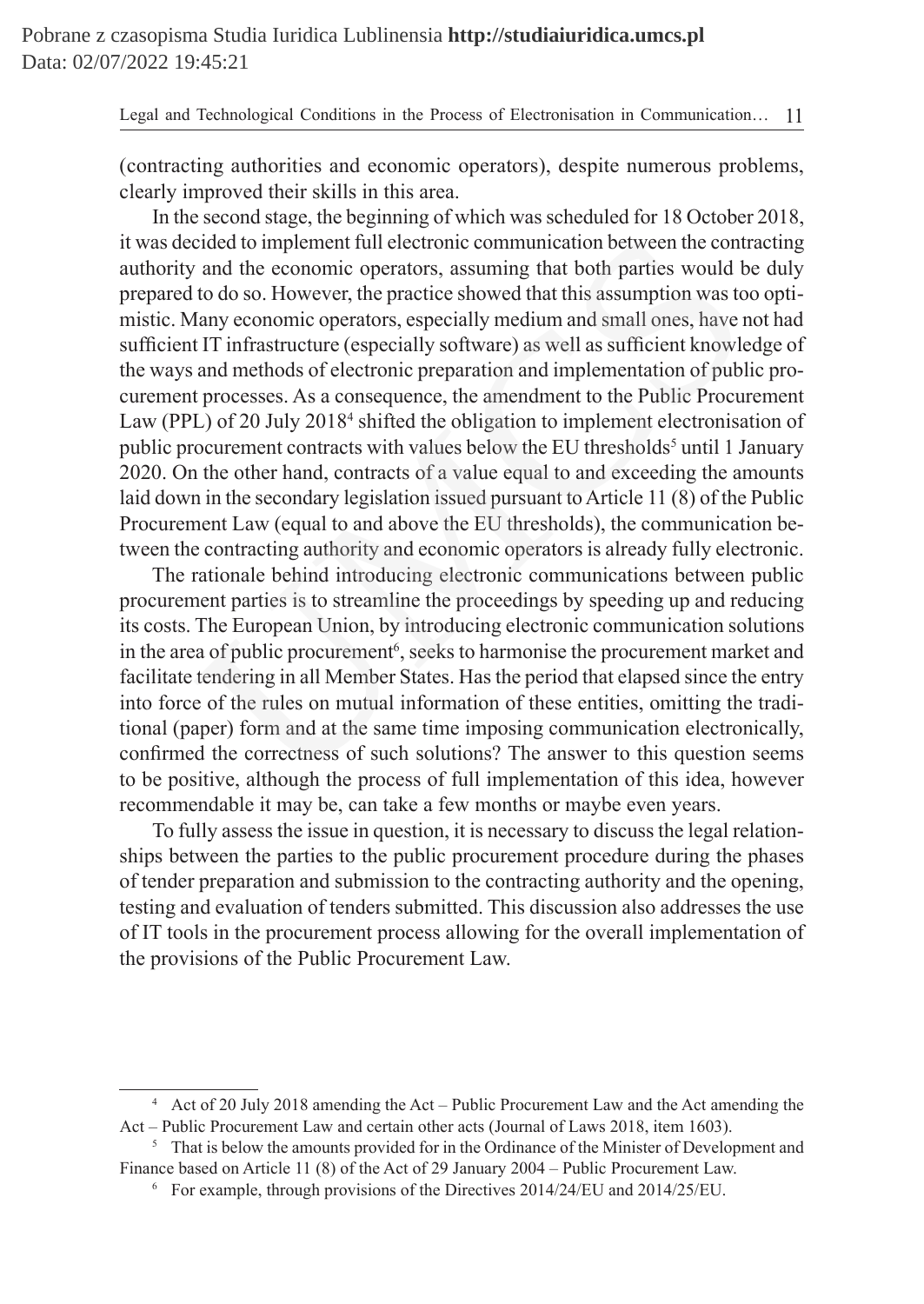(contracting authorities and economic operators), despite numerous problems, clearly improved their skills in this area.

In the second stage, the beginning of which was scheduled for 18 October 2018, it was decided to implement full electronic communication between the contracting authority and the economic operators, assuming that both parties would be duly prepared to do so. However, the practice showed that this assumption was too optimistic. Many economic operators, especially medium and small ones, have not had sufficient IT infrastructure (especially software) as well as sufficient knowledge of the ways and methods of electronic preparation and implementation of public procurement processes. As a consequence, the amendment to the Public Procurement Law (PPL) of 20 July 2018[4] shifted the obligation to implement electronisation of public procurement contracts with values below the EU thresholds[5] until 1 January 2020. On the other hand, contracts of a value equal to and exceeding the amounts laid down in the secondary legislation issued pursuant to Article 11 (8) of the Public Procurement Law (equal to and above the EU thresholds), the communication between the contracting authority and economic operators is already fully electronic.

The rationale behind introducing electronic communications between public procurement parties is to streamline the proceedings by speeding up and reducing its costs. The European Union, by introducing electronic communication solutions in the area of public procurement[6], seeks to harmonise the procurement market and facilitate tendering in all Member States. Has the period that elapsed since the entry into force of the rules on mutual information of these entities, omitting the traditional (paper) form and at the same time imposing communication electronically, confirmed the correctness of such solutions? The answer to this question seems to be positive, although the process of full implementation of this idea, however recommendable it may be, can take a few months or maybe even years.

To fully assess the issue in question, it is necessary to discuss the legal relationships between the parties to the public procurement procedure during the phases of tender preparation and submission to the contracting authority and the opening, testing and evaluation of tenders submitted. This discussion also addresses the use of IT tools in the procurement process allowing for the overall implementation of the provisions of the Public Procurement Law.

---

[4] Act of 20 July 2018 amending the Act – Public Procurement Law and the Act amending the Act – Public Procurement Law and certain other acts (Journal of Laws 2018, item 1603).

[5] That is below the amounts provided for in the Ordinance of the Minister of Development and Finance based on Article 11 (8) of the Act of 29 January 2004 – Public Procurement Law.

[6] For example, through provisions of the Directives 2014/24/EU and 2014/25/EU.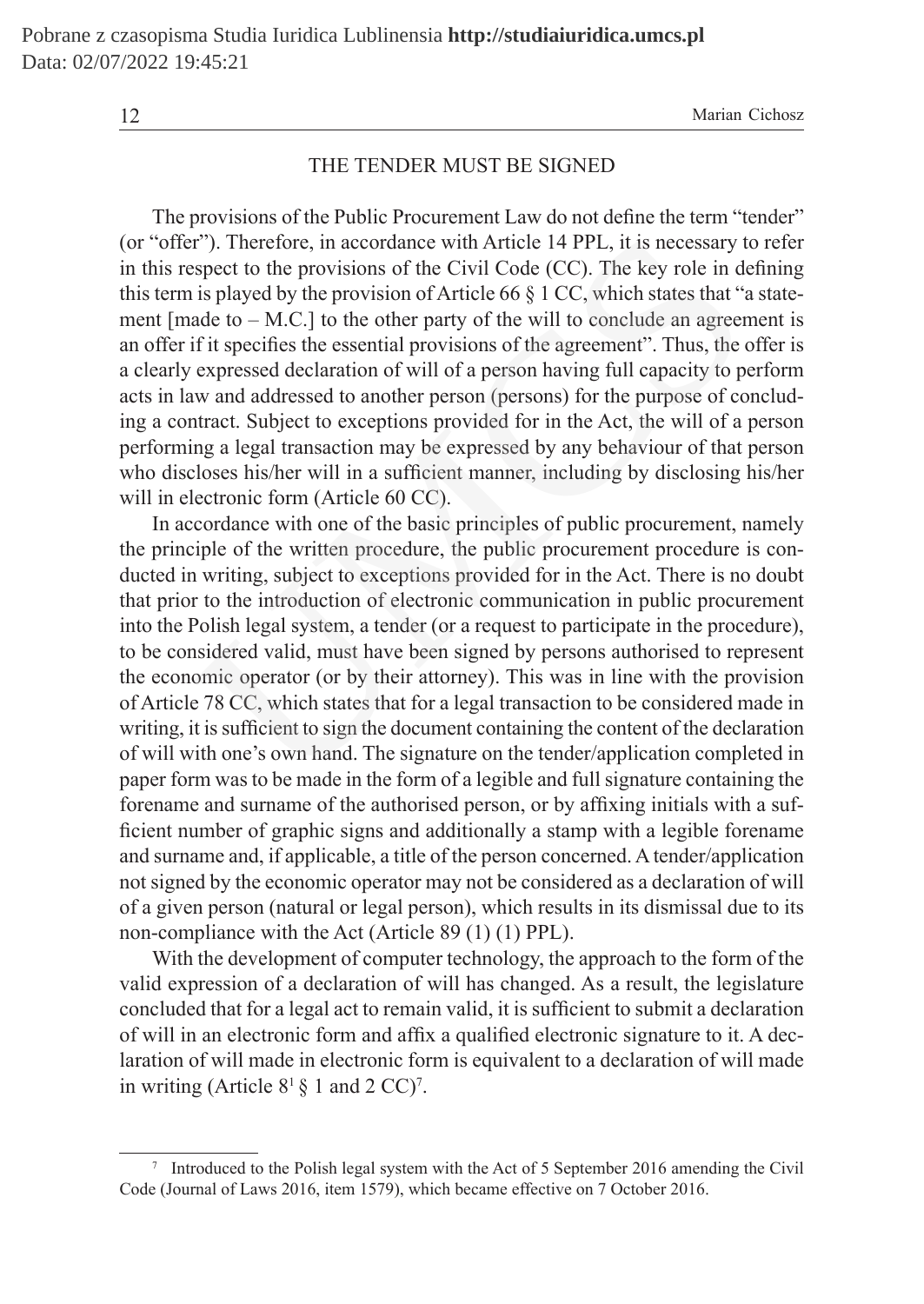## THE TENDER MUST BE SIGNED

The provisions of the Public Procurement Law do not define the term "tender" (or "offer"). Therefore, in accordance with Article 14 PPL, it is necessary to refer in this respect to the provisions of the Civil Code (CC). The key role in defining this term is played by the provision of Article 66 § 1 CC, which states that "a statement [made to – M.C.] to the other party of the will to conclude an agreement is an offer if it specifies the essential provisions of the agreement". Thus, the offer is a clearly expressed declaration of will of a person having full capacity to perform acts in law and addressed to another person (persons) for the purpose of concluding a contract. Subject to exceptions provided for in the Act, the will of a person performing a legal transaction may be expressed by any behaviour of that person who discloses his/her will in a sufficient manner, including by disclosing his/her will in electronic form (Article 60 CC).

In accordance with one of the basic principles of public procurement, namely the principle of the written procedure, the public procurement procedure is conducted in writing, subject to exceptions provided for in the Act. There is no doubt that prior to the introduction of electronic communication in public procurement into the Polish legal system, a tender (or a request to participate in the procedure), to be considered valid, must have been signed by persons authorised to represent the economic operator (or by their attorney). This was in line with the provision of Article 78 CC, which states that for a legal transaction to be considered made in writing, it is sufficient to sign the document containing the content of the declaration of will with one's own hand. The signature on the tender/application completed in paper form was to be made in the form of a legible and full signature containing the forename and surname of the authorised person, or by affixing initials with a sufficient number of graphic signs and additionally a stamp with a legible forename and surname and, if applicable, a title of the person concerned. A tender/application not signed by the economic operator may not be considered as a declaration of will of a given person (natural or legal person), which results in its dismissal due to its non-compliance with the Act (Article 89 (1) (1) PPL).

With the development of computer technology, the approach to the form of the valid expression of a declaration of will has changed. As a result, the legislature concluded that for a legal act to remain valid, it is sufficient to submit a declaration of will in an electronic form and affix a qualified electronic signature to it. A declaration of will made in electronic form is equivalent to a declaration of will made in writing (Article $8^1$ § 1 and 2 CC)[7].

[7] Introduced to the Polish legal system with the Act of 5 September 2016 amending the Civil Code (Journal of Laws 2016, item 1579), which became effective on 7 October 2016.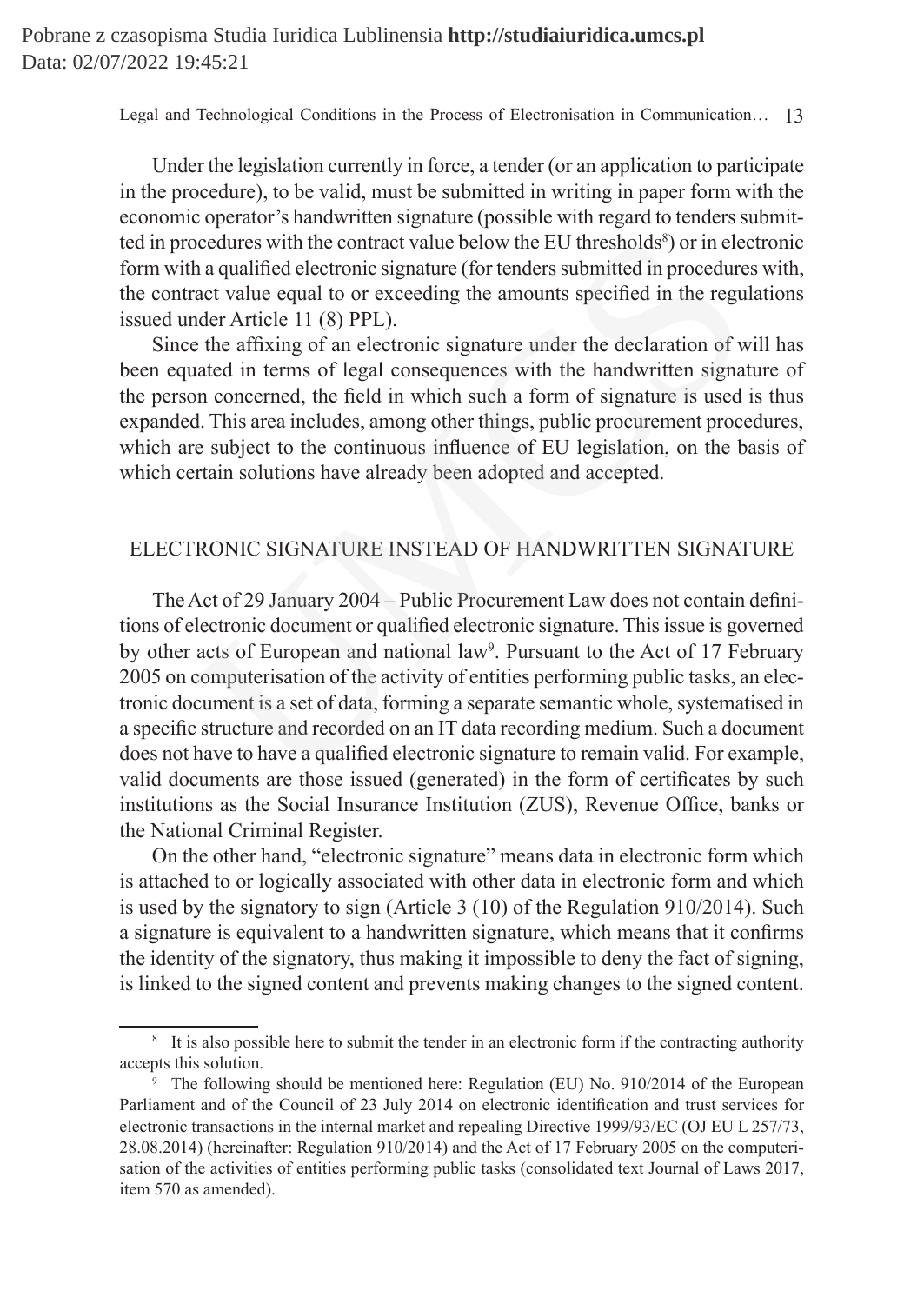Under the legislation currently in force, a tender (or an application to participate in the procedure), to be valid, must be submitted in writing in paper form with the economic operator's handwritten signature (possible with regard to tenders submitted in procedures with the contract value below the EU thresholds[8]) or in electronic form with a qualified electronic signature (for tenders submitted in procedures with, the contract value equal to or exceeding the amounts specified in the regulations issued under Article 11 (8) PPL).

Since the affixing of an electronic signature under the declaration of will has been equated in terms of legal consequences with the handwritten signature of the person concerned, the field in which such a form of signature is used is thus expanded. This area includes, among other things, public procurement procedures, which are subject to the continuous influence of EU legislation, on the basis of which certain solutions have already been adopted and accepted.

## ELECTRONIC SIGNATURE INSTEAD OF HANDWRITTEN SIGNATURE

The Act of 29 January 2004 – Public Procurement Law does not contain definitions of electronic document or qualified electronic signature. This issue is governed by other acts of European and national law[9]. Pursuant to the Act of 17 February 2005 on computerisation of the activity of entities performing public tasks, an electronic document is a set of data, forming a separate semantic whole, systematised in a specific structure and recorded on an IT data recording medium. Such a document does not have to have a qualified electronic signature to remain valid. For example, valid documents are those issued (generated) in the form of certificates by such institutions as the Social Insurance Institution (ZUS), Revenue Office, banks or the National Criminal Register.

On the other hand, "electronic signature" means data in electronic form which is attached to or logically associated with other data in electronic form and which is used by the signatory to sign (Article 3 (10) of the Regulation 910/2014). Such a signature is equivalent to a handwritten signature, which means that it confirms the identity of the signatory, thus making it impossible to deny the fact of signing, is linked to the signed content and prevents making changes to the signed content.

---

[8] It is also possible here to submit the tender in an electronic form if the contracting authority accepts this solution.

[9] The following should be mentioned here: Regulation (EU) No. 910/2014 of the European Parliament and of the Council of 23 July 2014 on electronic identification and trust services for electronic transactions in the internal market and repealing Directive 1999/93/EC (OJ EU L 257/73, 28.08.2014) (hereinafter: Regulation 910/2014) and the Act of 17 February 2005 on the computerisation of the activities of entities performing public tasks (consolidated text Journal of Laws 2017, item 570 as amended).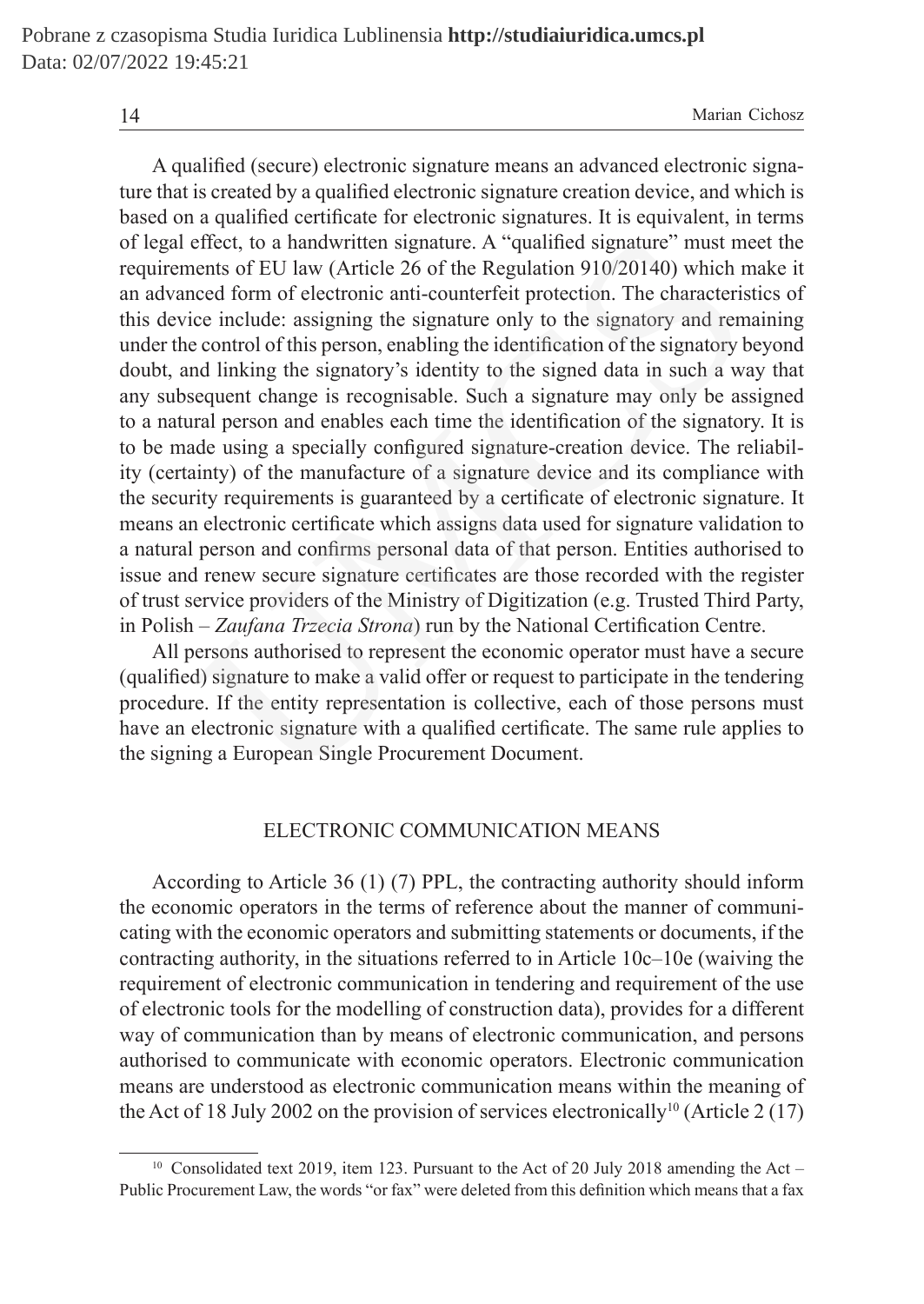A qualified (secure) electronic signature means an advanced electronic signature that is created by a qualified electronic signature creation device, and which is based on a qualified certificate for electronic signatures. It is equivalent, in terms of legal effect, to a handwritten signature. A "qualified signature" must meet the requirements of EU law (Article 26 of the Regulation 910/20140) which make it an advanced form of electronic anti-counterfeit protection. The characteristics of this device include: assigning the signature only to the signatory and remaining under the control of this person, enabling the identification of the signatory beyond doubt, and linking the signatory's identity to the signed data in such a way that any subsequent change is recognisable. Such a signature may only be assigned to a natural person and enables each time the identification of the signatory. It is to be made using a specially configured signature-creation device. The reliability (certainty) of the manufacture of a signature device and its compliance with the security requirements is guaranteed by a certificate of electronic signature. It means an electronic certificate which assigns data used for signature validation to a natural person and confirms personal data of that person. Entities authorised to issue and renew secure signature certificates are those recorded with the register of trust service providers of the Ministry of Digitization (e.g. Trusted Third Party, in Polish – *Zaufana Trzecia Strona*) run by the National Certification Centre.

All persons authorised to represent the economic operator must have a secure (qualified) signature to make a valid offer or request to participate in the tendering procedure. If the entity representation is collective, each of those persons must have an electronic signature with a qualified certificate. The same rule applies to the signing a European Single Procurement Document.

## ELECTRONIC COMMUNICATION MEANS

According to Article 36 (1) (7) PPL, the contracting authority should inform the economic operators in the terms of reference about the manner of communicating with the economic operators and submitting statements or documents, if the contracting authority, in the situations referred to in Article 10c–10e (waiving the requirement of electronic communication in tendering and requirement of the use of electronic tools for the modelling of construction data), provides for a different way of communication than by means of electronic communication, and persons authorised to communicate with economic operators. Electronic communication means are understood as electronic communication means within the meaning of the Act of 18 July 2002 on the provision of services electronically[10] (Article 2 (17)

[10] Consolidated text 2019, item 123. Pursuant to the Act of 20 July 2018 amending the Act – Public Procurement Law, the words "or fax" were deleted from this definition which means that a fax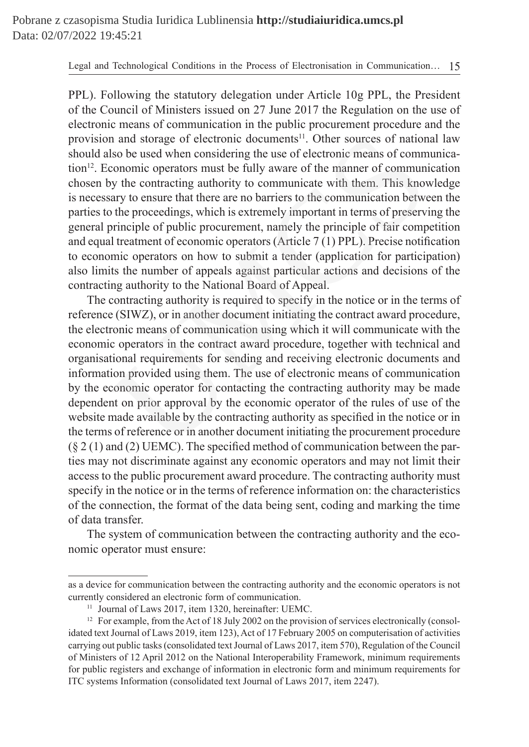PPL). Following the statutory delegation under Article 10g PPL, the President of the Council of Ministers issued on 27 June 2017 the Regulation on the use of electronic means of communication in the public procurement procedure and the provision and storage of electronic documents[11]. Other sources of national law should also be used when considering the use of electronic means of communication[12]. Economic operators must be fully aware of the manner of communication chosen by the contracting authority to communicate with them. This knowledge is necessary to ensure that there are no barriers to the communication between the parties to the proceedings, which is extremely important in terms of preserving the general principle of public procurement, namely the principle of fair competition and equal treatment of economic operators (Article 7 (1) PPL). Precise notification to economic operators on how to submit a tender (application for participation) also limits the number of appeals against particular actions and decisions of the contracting authority to the National Board of Appeal.

The contracting authority is required to specify in the notice or in the terms of reference (SIWZ), or in another document initiating the contract award procedure, the electronic means of communication using which it will communicate with the economic operators in the contract award procedure, together with technical and organisational requirements for sending and receiving electronic documents and information provided using them. The use of electronic means of communication by the economic operator for contacting the contracting authority may be made dependent on prior approval by the economic operator of the rules of use of the website made available by the contracting authority as specified in the notice or in the terms of reference or in another document initiating the procurement procedure (§ 2 (1) and (2) UEMC). The specified method of communication between the parties may not discriminate against any economic operators and may not limit their access to the public procurement award procedure. The contracting authority must specify in the notice or in the terms of reference information on: the characteristics of the connection, the format of the data being sent, coding and marking the time of data transfer.

The system of communication between the contracting authority and the economic operator must ensure:

---

as a device for communication between the contracting authority and the economic operators is not currently considered an electronic form of communication.

[11] Journal of Laws 2017, item 1320, hereinafter: UEMC.

[12] For example, from the Act of 18 July 2002 on the provision of services electronically (consolidated text Journal of Laws 2019, item 123), Act of 17 February 2005 on computerisation of activities carrying out public tasks (consolidated text Journal of Laws 2017, item 570), Regulation of the Council of Ministers of 12 April 2012 on the National Interoperability Framework, minimum requirements for public registers and exchange of information in electronic form and minimum requirements for ITC systems Information (consolidated text Journal of Laws 2017, item 2247).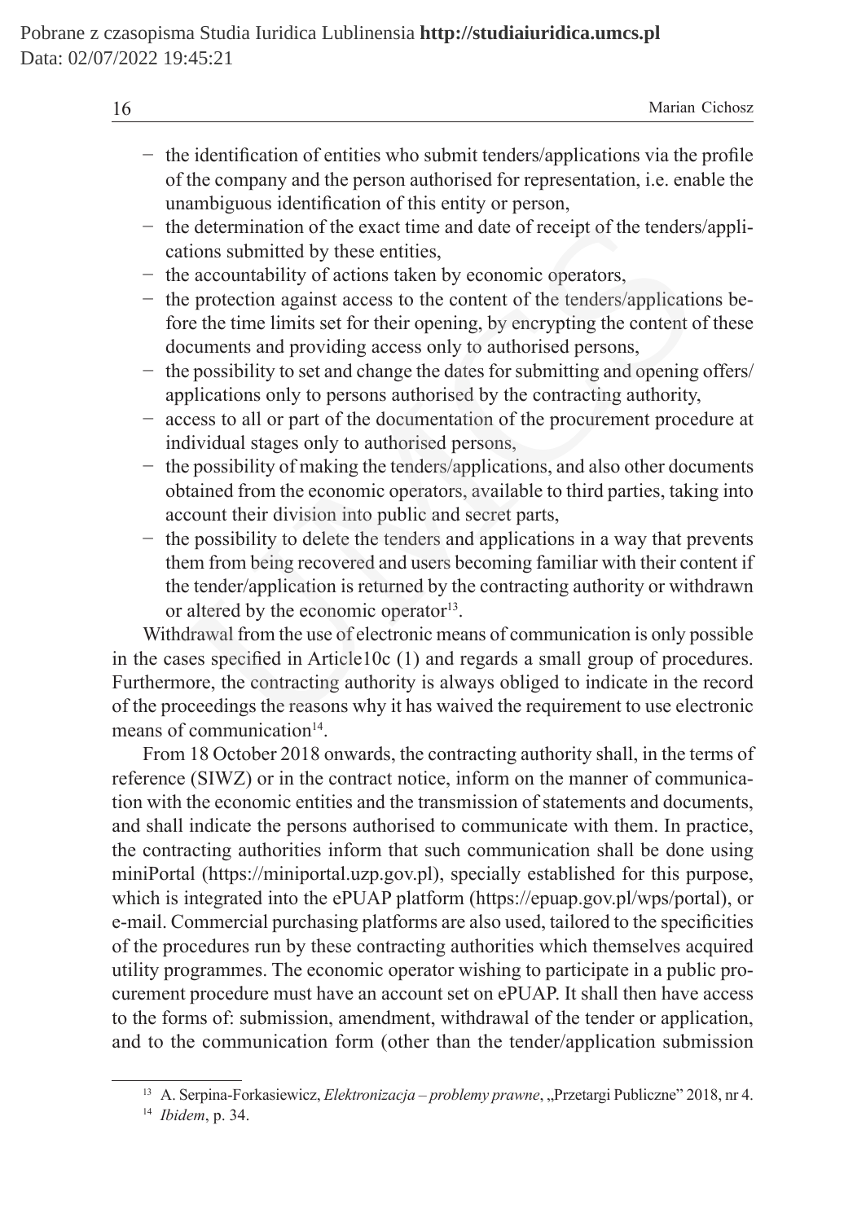- the identification of entities who submit tenders/applications via the profile of the company and the person authorised for representation, i.e. enable the unambiguous identification of this entity or person,
- the determination of the exact time and date of receipt of the tenders/applications submitted by these entities,
- the accountability of actions taken by economic operators,
- the protection against access to the content of the tenders/applications before the time limits set for their opening, by encrypting the content of these documents and providing access only to authorised persons,
- the possibility to set and change the dates for submitting and opening offers/applications only to persons authorised by the contracting authority,
- access to all or part of the documentation of the procurement procedure at individual stages only to authorised persons,
- the possibility of making the tenders/applications, and also other documents obtained from the economic operators, available to third parties, taking into account their division into public and secret parts,
- the possibility to delete the tenders and applications in a way that prevents them from being recovered and users becoming familiar with their content if the tender/application is returned by the contracting authority or withdrawn or altered by the economic operator[13].

Withdrawal from the use of electronic means of communication is only possible in the cases specified in Article10c (1) and regards a small group of procedures. Furthermore, the contracting authority is always obliged to indicate in the record of the proceedings the reasons why it has waived the requirement to use electronic means of communication[14].

From 18 October 2018 onwards, the contracting authority shall, in the terms of reference (SIWZ) or in the contract notice, inform on the manner of communication with the economic entities and the transmission of statements and documents, and shall indicate the persons authorised to communicate with them. In practice, the contracting authorities inform that such communication shall be done using miniPortal (https://miniportal.uzp.gov.pl), specially established for this purpose, which is integrated into the ePUAP platform (https://epuap.gov.pl/wps/portal), or e-mail. Commercial purchasing platforms are also used, tailored to the specificities of the procedures run by these contracting authorities which themselves acquired utility programmes. The economic operator wishing to participate in a public procurement procedure must have an account set on ePUAP. It shall then have access to the forms of: submission, amendment, withdrawal of the tender or application, and to the communication form (other than the tender/application submission

[13] A. Serpina-Forkasiewicz, *Elektronizacja – problemy prawne*, „Przetargi Publiczne" 2018, nr 4.

[14] *Ibidem*, p. 34.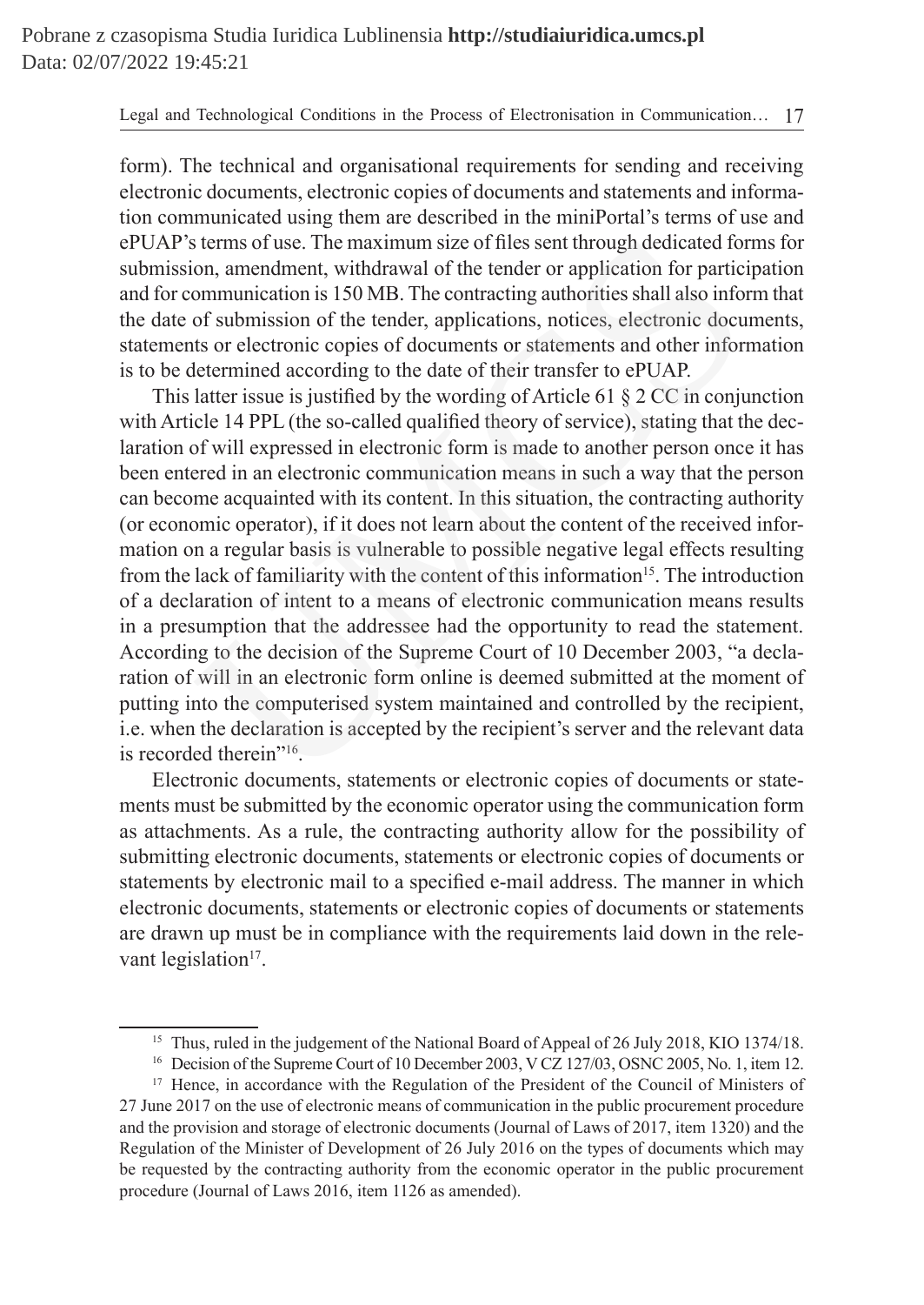form). The technical and organisational requirements for sending and receiving electronic documents, electronic copies of documents and statements and information communicated using them are described in the miniPortal's terms of use and ePUAP's terms of use. The maximum size of files sent through dedicated forms for submission, amendment, withdrawal of the tender or application for participation and for communication is 150 MB. The contracting authorities shall also inform that the date of submission of the tender, applications, notices, electronic documents, statements or electronic copies of documents or statements and other information is to be determined according to the date of their transfer to ePUAP.

This latter issue is justified by the wording of Article 61 § 2 CC in conjunction with Article 14 PPL (the so-called qualified theory of service), stating that the declaration of will expressed in electronic form is made to another person once it has been entered in an electronic communication means in such a way that the person can become acquainted with its content. In this situation, the contracting authority (or economic operator), if it does not learn about the content of the received information on a regular basis is vulnerable to possible negative legal effects resulting from the lack of familiarity with the content of this information[15]. The introduction of a declaration of intent to a means of electronic communication means results in a presumption that the addressee had the opportunity to read the statement. According to the decision of the Supreme Court of 10 December 2003, "a declaration of will in an electronic form online is deemed submitted at the moment of putting into the computerised system maintained and controlled by the recipient, i.e. when the declaration is accepted by the recipient's server and the relevant data is recorded therein"[16].

Electronic documents, statements or electronic copies of documents or statements must be submitted by the economic operator using the communication form as attachments. As a rule, the contracting authority allow for the possibility of submitting electronic documents, statements or electronic copies of documents or statements by electronic mail to a specified e-mail address. The manner in which electronic documents, statements or electronic copies of documents or statements are drawn up must be in compliance with the requirements laid down in the relevant legislation[17].

---

[15] Thus, ruled in the judgement of the National Board of Appeal of 26 July 2018, KIO 1374/18.

[16] Decision of the Supreme Court of 10 December 2003, V CZ 127/03, OSNC 2005, No. 1, item 12.

[17] Hence, in accordance with the Regulation of the President of the Council of Ministers of 27 June 2017 on the use of electronic means of communication in the public procurement procedure and the provision and storage of electronic documents (Journal of Laws of 2017, item 1320) and the Regulation of the Minister of Development of 26 July 2016 on the types of documents which may be requested by the contracting authority from the economic operator in the public procurement procedure (Journal of Laws 2016, item 1126 as amended).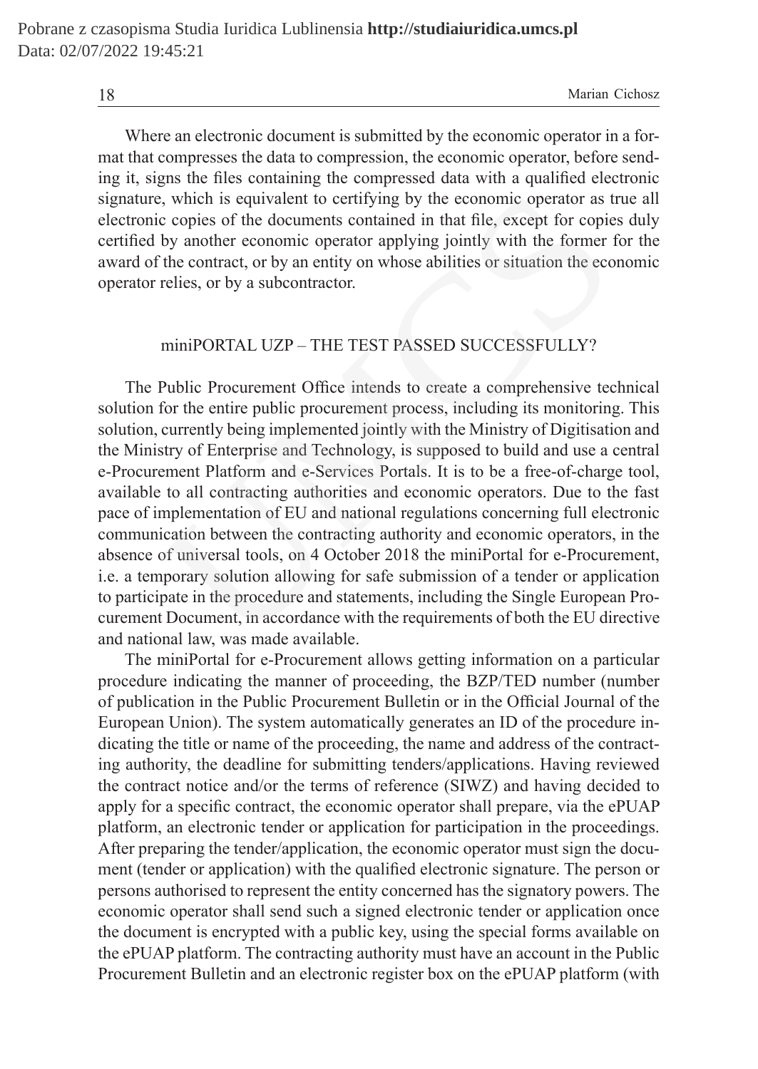Where an electronic document is submitted by the economic operator in a format that compresses the data to compression, the economic operator, before sending it, signs the files containing the compressed data with a qualified electronic signature, which is equivalent to certifying by the economic operator as true all electronic copies of the documents contained in that file, except for copies duly certified by another economic operator applying jointly with the former for the award of the contract, or by an entity on whose abilities or situation the economic operator relies, or by a subcontractor.

## miniPORTAL UZP – THE TEST PASSED SUCCESSFULLY?

The Public Procurement Office intends to create a comprehensive technical solution for the entire public procurement process, including its monitoring. This solution, currently being implemented jointly with the Ministry of Digitisation and the Ministry of Enterprise and Technology, is supposed to build and use a central e-Procurement Platform and e-Services Portals. It is to be a free-of-charge tool, available to all contracting authorities and economic operators. Due to the fast pace of implementation of EU and national regulations concerning full electronic communication between the contracting authority and economic operators, in the absence of universal tools, on 4 October 2018 the miniPortal for e-Procurement, i.e. a temporary solution allowing for safe submission of a tender or application to participate in the procedure and statements, including the Single European Procurement Document, in accordance with the requirements of both the EU directive and national law, was made available.

The miniPortal for e-Procurement allows getting information on a particular procedure indicating the manner of proceeding, the BZP/TED number (number of publication in the Public Procurement Bulletin or in the Official Journal of the European Union). The system automatically generates an ID of the procedure indicating the title or name of the proceeding, the name and address of the contracting authority, the deadline for submitting tenders/applications. Having reviewed the contract notice and/or the terms of reference (SIWZ) and having decided to apply for a specific contract, the economic operator shall prepare, via the ePUAP platform, an electronic tender or application for participation in the proceedings. After preparing the tender/application, the economic operator must sign the document (tender or application) with the qualified electronic signature. The person or persons authorised to represent the entity concerned has the signatory powers. The economic operator shall send such a signed electronic tender or application once the document is encrypted with a public key, using the special forms available on the ePUAP platform. The contracting authority must have an account in the Public Procurement Bulletin and an electronic register box on the ePUAP platform (with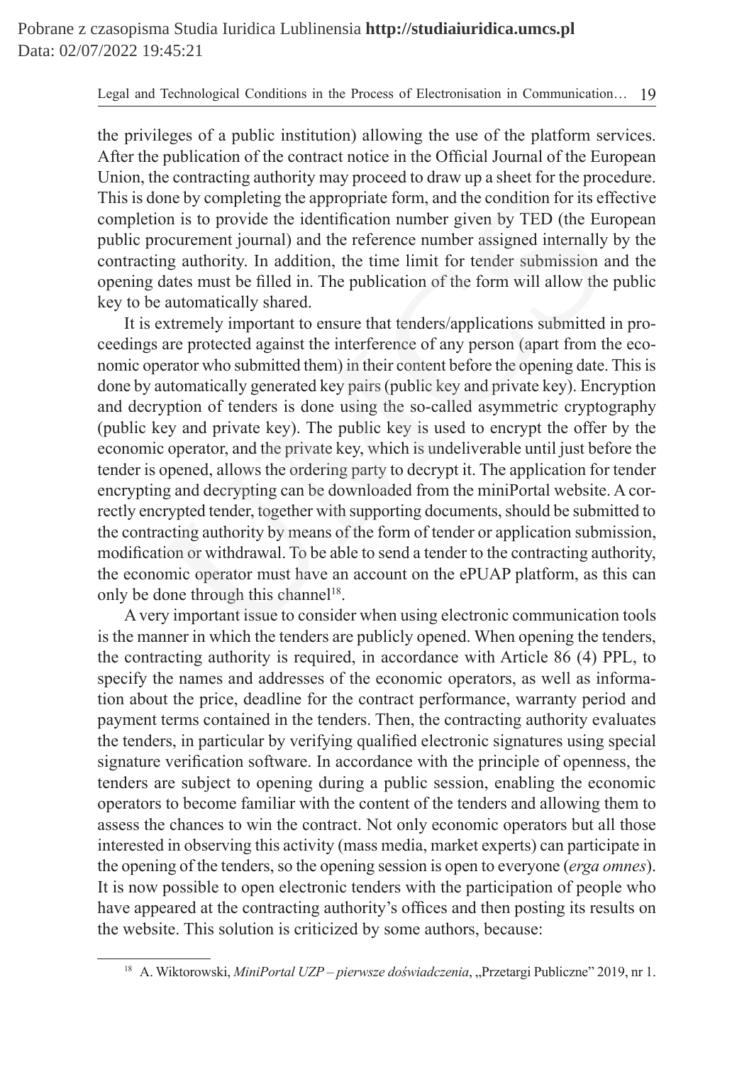the privileges of a public institution) allowing the use of the platform services. After the publication of the contract notice in the Official Journal of the European Union, the contracting authority may proceed to draw up a sheet for the procedure. This is done by completing the appropriate form, and the condition for its effective completion is to provide the identification number given by TED (the European public procurement journal) and the reference number assigned internally by the contracting authority. In addition, the time limit for tender submission and the opening dates must be filled in. The publication of the form will allow the public key to be automatically shared.

It is extremely important to ensure that tenders/applications submitted in proceedings are protected against the interference of any person (apart from the economic operator who submitted them) in their content before the opening date. This is done by automatically generated key pairs (public key and private key). Encryption and decryption of tenders is done using the so-called asymmetric cryptography (public key and private key). The public key is used to encrypt the offer by the economic operator, and the private key, which is undeliverable until just before the tender is opened, allows the ordering party to decrypt it. The application for tender encrypting and decrypting can be downloaded from the miniPortal website. A correctly encrypted tender, together with supporting documents, should be submitted to the contracting authority by means of the form of tender or application submission, modification or withdrawal. To be able to send a tender to the contracting authority, the economic operator must have an account on the ePUAP platform, as this can only be done through this channel[18].

A very important issue to consider when using electronic communication tools is the manner in which the tenders are publicly opened. When opening the tenders, the contracting authority is required, in accordance with Article 86 (4) PPL, to specify the names and addresses of the economic operators, as well as information about the price, deadline for the contract performance, warranty period and payment terms contained in the tenders. Then, the contracting authority evaluates the tenders, in particular by verifying qualified electronic signatures using special signature verification software. In accordance with the principle of openness, the tenders are subject to opening during a public session, enabling the economic operators to become familiar with the content of the tenders and allowing them to assess the chances to win the contract. Not only economic operators but all those interested in observing this activity (mass media, market experts) can participate in the opening of the tenders, so the opening session is open to everyone (*erga omnes*). It is now possible to open electronic tenders with the participation of people who have appeared at the contracting authority's offices and then posting its results on the website. This solution is criticized by some authors, because:

[18] A. Wiktorowski, *MiniPortal UZP – pierwsze doświadczenia*, „Przetargi Publiczne" 2019, nr 1.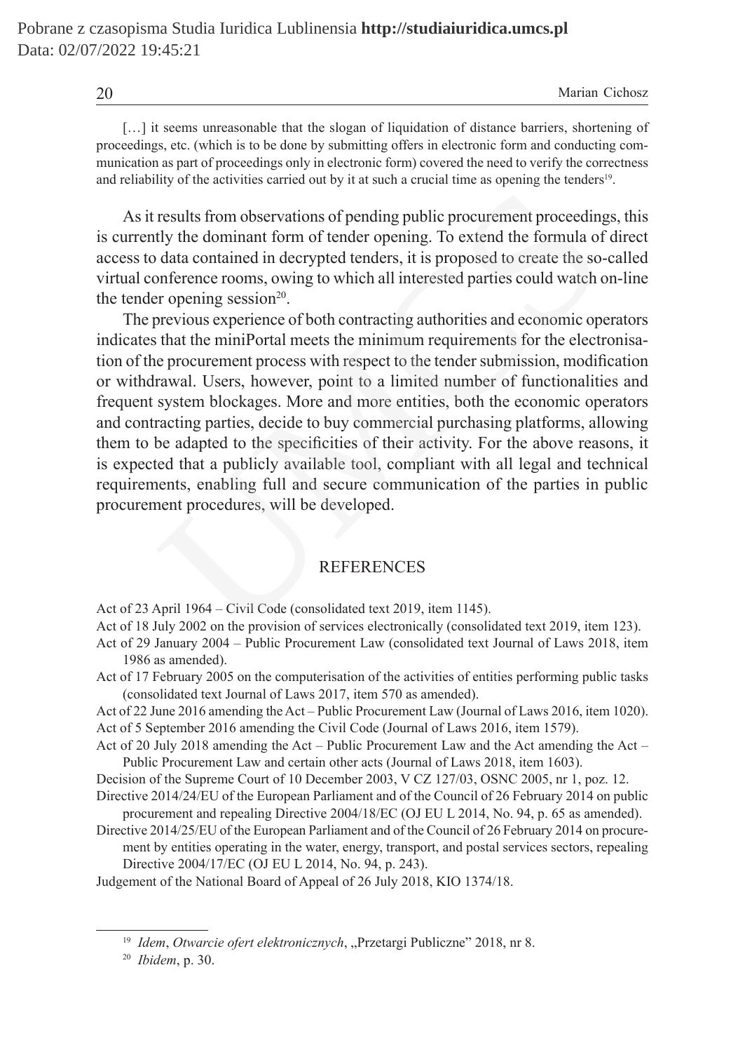[…] it seems unreasonable that the slogan of liquidation of distance barriers, shortening of proceedings, etc. (which is to be done by submitting offers in electronic form and conducting communication as part of proceedings only in electronic form) covered the need to verify the correctness and reliability of the activities carried out by it at such a crucial time as opening the tenders[19].

As it results from observations of pending public procurement proceedings, this is currently the dominant form of tender opening. To extend the formula of direct access to data contained in decrypted tenders, it is proposed to create the so-called virtual conference rooms, owing to which all interested parties could watch on-line the tender opening session[20].

The previous experience of both contracting authorities and economic operators indicates that the miniPortal meets the minimum requirements for the electronisation of the procurement process with respect to the tender submission, modification or withdrawal. Users, however, point to a limited number of functionalities and frequent system blockages. More and more entities, both the economic operators and contracting parties, decide to buy commercial purchasing platforms, allowing them to be adapted to the specificities of their activity. For the above reasons, it is expected that a publicly available tool, compliant with all legal and technical requirements, enabling full and secure communication of the parties in public procurement procedures, will be developed.

## REFERENCES

Act of 23 April 1964 – Civil Code (consolidated text 2019, item 1145).

Act of 18 July 2002 on the provision of services electronically (consolidated text 2019, item 123).

Act of 29 January 2004 – Public Procurement Law (consolidated text Journal of Laws 2018, item 1986 as amended).

Act of 17 February 2005 on the computerisation of the activities of entities performing public tasks (consolidated text Journal of Laws 2017, item 570 as amended).

Act of 22 June 2016 amending the Act – Public Procurement Law (Journal of Laws 2016, item 1020).

Act of 5 September 2016 amending the Civil Code (Journal of Laws 2016, item 1579).

Act of 20 July 2018 amending the Act – Public Procurement Law and the Act amending the Act – Public Procurement Law and certain other acts (Journal of Laws 2018, item 1603).

Decision of the Supreme Court of 10 December 2003, V CZ 127/03, OSNC 2005, nr 1, poz. 12.

Directive 2014/24/EU of the European Parliament and of the Council of 26 February 2014 on public procurement and repealing Directive 2004/18/EC (OJ EU L 2014, No. 94, p. 65 as amended).

Directive 2014/25/EU of the European Parliament and of the Council of 26 February 2014 on procurement by entities operating in the water, energy, transport, and postal services sectors, repealing Directive 2004/17/EC (OJ EU L 2014, No. 94, p. 243).

Judgement of the National Board of Appeal of 26 July 2018, KIO 1374/18.

---

[19] *Idem*, *Otwarcie ofert elektronicznych*, „Przetargi Publiczne" 2018, nr 8.

[20] *Ibidem*, p. 30.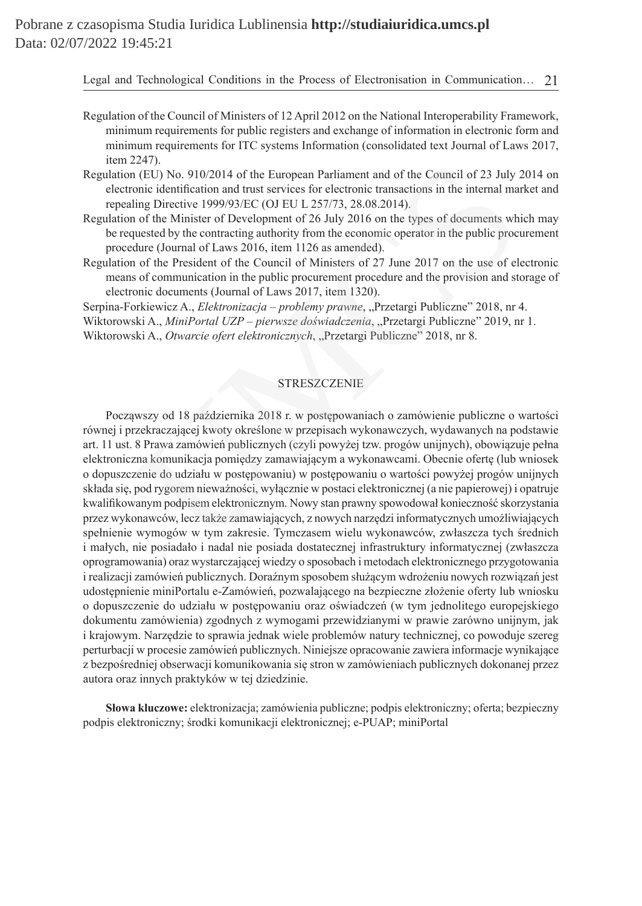Regulation of the Council of Ministers of 12 April 2012 on the National Interoperability Framework, minimum requirements for public registers and exchange of information in electronic form and minimum requirements for ITC systems Information (consolidated text Journal of Laws 2017, item 2247).

Regulation (EU) No. 910/2014 of the European Parliament and of the Council of 23 July 2014 on electronic identification and trust services for electronic transactions in the internal market and repealing Directive 1999/93/EC (OJ EU L 257/73, 28.08.2014).

Regulation of the Minister of Development of 26 July 2016 on the types of documents which may be requested by the contracting authority from the economic operator in the public procurement procedure (Journal of Laws 2016, item 1126 as amended).

Regulation of the President of the Council of Ministers of 27 June 2017 on the use of electronic means of communication in the public procurement procedure and the provision and storage of electronic documents (Journal of Laws 2017, item 1320).

Serpina-Forkiewicz A., *Elektronizacja – problemy prawne*, „Przetargi Publiczne" 2018, nr 4.

Wiktorowski A., *MiniPortal UZP – pierwsze doświadczenia*, „Przetargi Publiczne" 2019, nr 1.

Wiktorowski A., *Otwarcie ofert elektronicznych*, „Przetargi Publiczne" 2018, nr 8.

## STRESZCZENIE

Począwszy od 18 października 2018 r. w postępowaniach o zamówienie publiczne o wartości równej i przekraczającej kwoty określone w przepisach wykonawczych, wydawanych na podstawie art. 11 ust. 8 Prawa zamówień publicznych (czyli powyżej tzw. progów unijnych), obowiązuje pełna elektroniczna komunikacja pomiędzy zamawiającym a wykonawcami. Obecnie ofertę (lub wniosek o dopuszczenie do udziału w postępowaniu) w postępowaniu o wartości powyżej progów unijnych składa się, pod rygorem nieważności, wyłącznie w postaci elektronicznej (a nie papierowej) i opatruje kwalifikowanym podpisem elektronicznym. Nowy stan prawny spowodował konieczność skorzystania przez wykonawców, lecz także zamawiających, z nowych narzędzi informatycznych umożliwiających spełnienie wymogów w tym zakresie. Tymczasem wielu wykonawców, zwłaszcza tych średnich i małych, nie posiadało i nadal nie posiada dostatecznej infrastruktury informatycznej (zwłaszcza oprogramowania) oraz wystarczającej wiedzy o sposobach i metodach elektronicznego przygotowania i realizacji zamówień publicznych. Doraźnym sposobem służącym wdrożeniu nowych rozwiązań jest udostępnienie miniPortalu e-Zamówień, pozwalającego na bezpieczne złożenie oferty lub wniosku o dopuszczenie do udziału w postępowaniu oraz oświadczeń (w tym jednolitego europejskiego dokumentu zamówienia) zgodnych z wymogami przewidzianymi w prawie zarówno unijnym, jak i krajowym. Narzędzie to sprawia jednak wiele problemów natury technicznej, co powoduje szereg perturbacji w procesie zamówień publicznych. Niniejsze opracowanie zawiera informacje wynikające z bezpośredniej obserwacji komunikowania się stron w zamówieniach publicznych dokonanej przez autora oraz innych praktyków w tej dziedzinie.

**Słowa kluczowe:** elektronizacja; zamówienia publiczne; podpis elektroniczny; oferta; bezpieczny podpis elektroniczny; środki komunikacji elektronicznej; e-PUAP; miniPortal